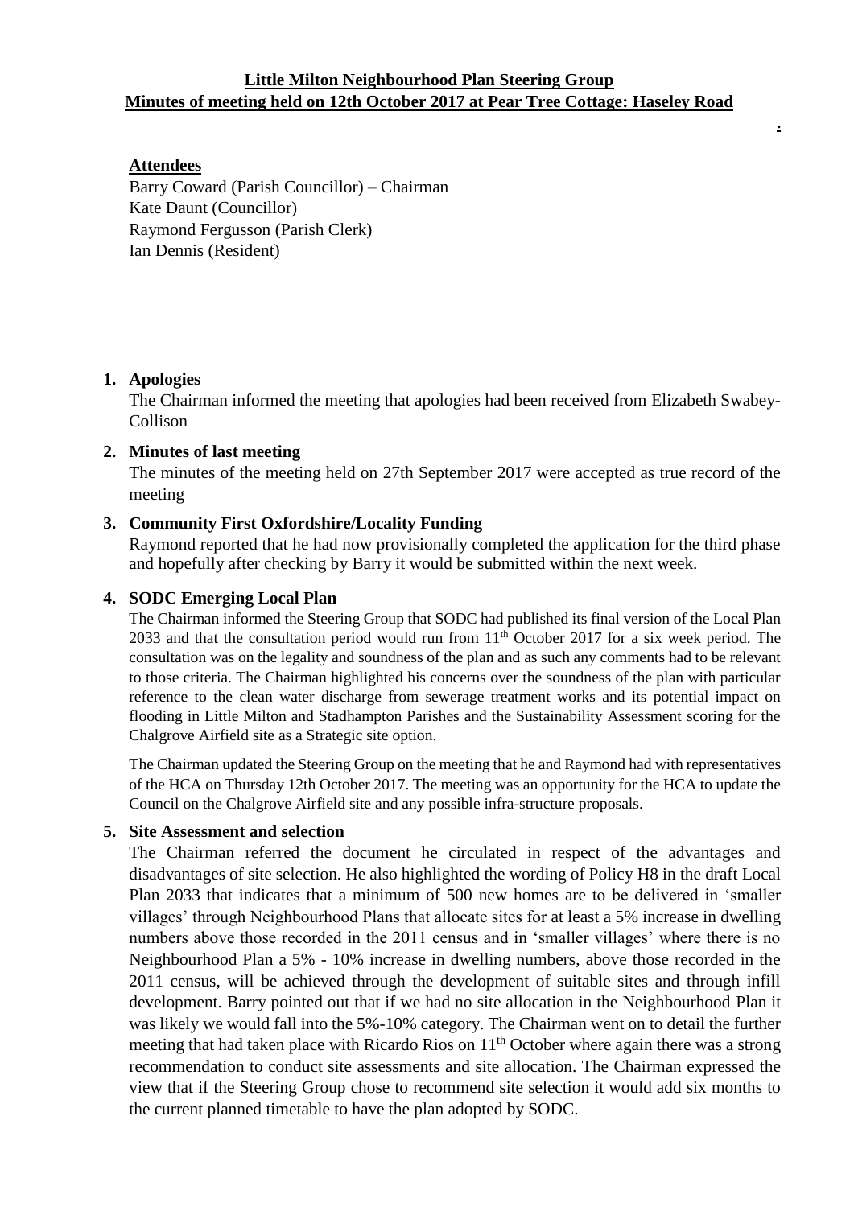**Little Milton Neighbourhood Plan Steering Group**
**Minutes of meeting held on 12th October 2017 at Pear Tree Cottage: Haseley Road**

**Attendees**

Barry Coward (Parish Councillor) – Chairman
Kate Daunt (Councillor)
Raymond Fergusson (Parish Clerk)
Ian Dennis (Resident)

1. **Apologies**

   The Chairman informed the meeting that apologies had been received from Elizabeth Swabey-Collison

2. **Minutes of last meeting**

   The minutes of the meeting held on 27th September 2017 were accepted as true record of the meeting

3. **Community First Oxfordshire/Locality Funding**

   Raymond reported that he had now provisionally completed the application for the third phase and hopefully after checking by Barry it would be submitted within the next week.

4. **SODC Emerging Local Plan**

   The Chairman informed the Steering Group that SODC had published its final version of the Local Plan 2033 and that the consultation period would run from 11th October 2017 for a six week period. The consultation was on the legality and soundness of the plan and as such any comments had to be relevant to those criteria. The Chairman highlighted his concerns over the soundness of the plan with particular reference to the clean water discharge from sewerage treatment works and its potential impact on flooding in Little Milton and Stadhampton Parishes and the Sustainability Assessment scoring for the Chalgrove Airfield site as a Strategic site option.

   The Chairman updated the Steering Group on the meeting that he and Raymond had with representatives of the HCA on Thursday 12th October 2017. The meeting was an opportunity for the HCA to update the Council on the Chalgrove Airfield site and any possible infra-structure proposals.

5. **Site Assessment and selection**

   The Chairman referred the document he circulated in respect of the advantages and disadvantages of site selection. He also highlighted the wording of Policy H8 in the draft Local Plan 2033 that indicates that a minimum of 500 new homes are to be delivered in 'smaller villages' through Neighbourhood Plans that allocate sites for at least a 5% increase in dwelling numbers above those recorded in the 2011 census and in 'smaller villages' where there is no Neighbourhood Plan a 5% - 10% increase in dwelling numbers, above those recorded in the 2011 census, will be achieved through the development of suitable sites and through infill development. Barry pointed out that if we had no site allocation in the Neighbourhood Plan it was likely we would fall into the 5%-10% category. The Chairman went on to detail the further meeting that had taken place with Ricardo Rios on 11th October where again there was a strong recommendation to conduct site assessments and site allocation. The Chairman expressed the view that if the Steering Group chose to recommend site selection it would add six months to the current planned timetable to have the plan adopted by SODC.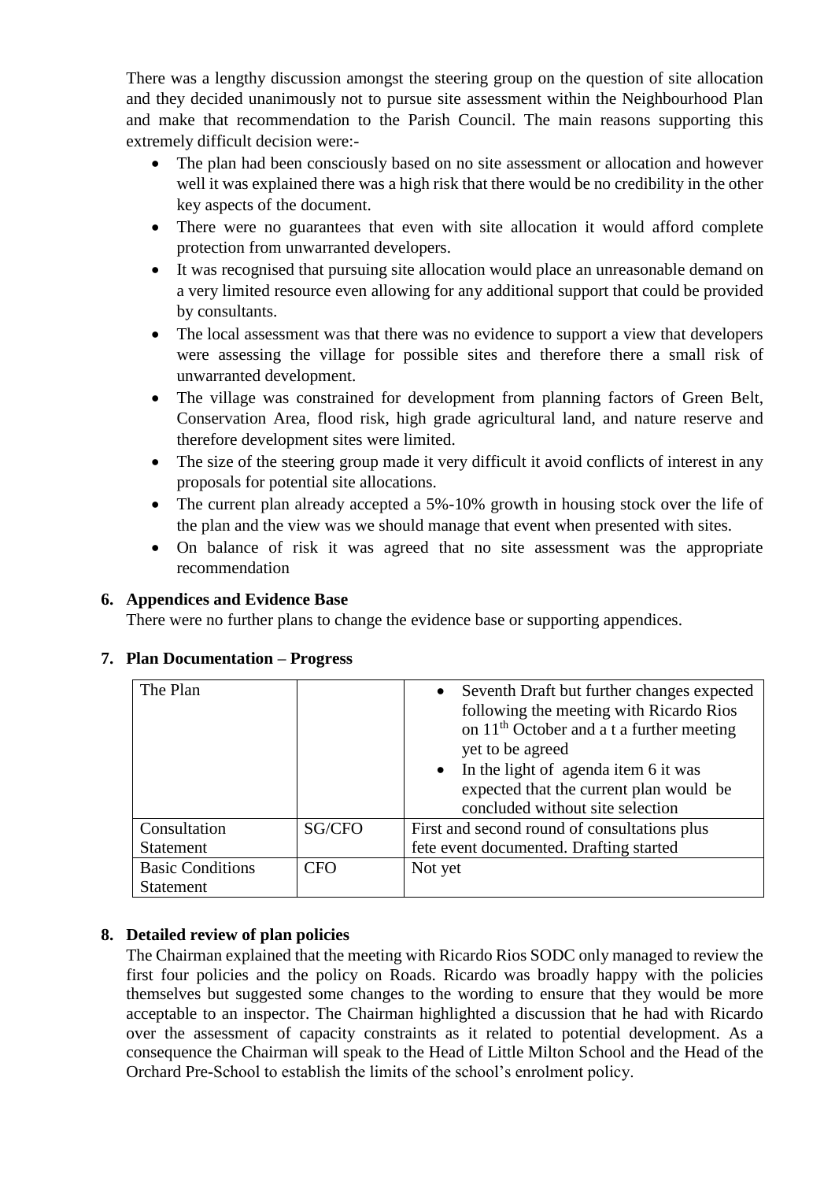There was a lengthy discussion amongst the steering group on the question of site allocation and they decided unanimously not to pursue site assessment within the Neighbourhood Plan and make that recommendation to the Parish Council. The main reasons supporting this extremely difficult decision were:-

- The plan had been consciously based on no site assessment or allocation and however well it was explained there was a high risk that there would be no credibility in the other key aspects of the document.
- There were no guarantees that even with site allocation it would afford complete protection from unwarranted developers.
- It was recognised that pursuing site allocation would place an unreasonable demand on a very limited resource even allowing for any additional support that could be provided by consultants.
- The local assessment was that there was no evidence to support a view that developers were assessing the village for possible sites and therefore there a small risk of unwarranted development.
- The village was constrained for development from planning factors of Green Belt, Conservation Area, flood risk, high grade agricultural land, and nature reserve and therefore development sites were limited.
- The size of the steering group made it very difficult it avoid conflicts of interest in any proposals for potential site allocations.
- The current plan already accepted a 5%-10% growth in housing stock over the life of the plan and the view was we should manage that event when presented with sites.
- On balance of risk it was agreed that no site assessment was the appropriate recommendation

**6. Appendices and Evidence Base**

There were no further plans to change the evidence base or supporting appendices.

**7. Plan Documentation – Progress**

| The Plan | | • Seventh Draft but further changes expected following the meeting with Ricardo Rios on 11th October and a t a further meeting yet to be agreed<br>• In the light of agenda item 6 it was expected that the current plan would be concluded without site selection |
|---|---|---|
| Consultation Statement | SG/CFO | First and second round of consultations plus fete event documented. Drafting started |
| Basic Conditions Statement | CFO | Not yet |

**8. Detailed review of plan policies**

The Chairman explained that the meeting with Ricardo Rios SODC only managed to review the first four policies and the policy on Roads. Ricardo was broadly happy with the policies themselves but suggested some changes to the wording to ensure that they would be more acceptable to an inspector. The Chairman highlighted a discussion that he had with Ricardo over the assessment of capacity constraints as it related to potential development. As a consequence the Chairman will speak to the Head of Little Milton School and the Head of the Orchard Pre-School to establish the limits of the school's enrolment policy.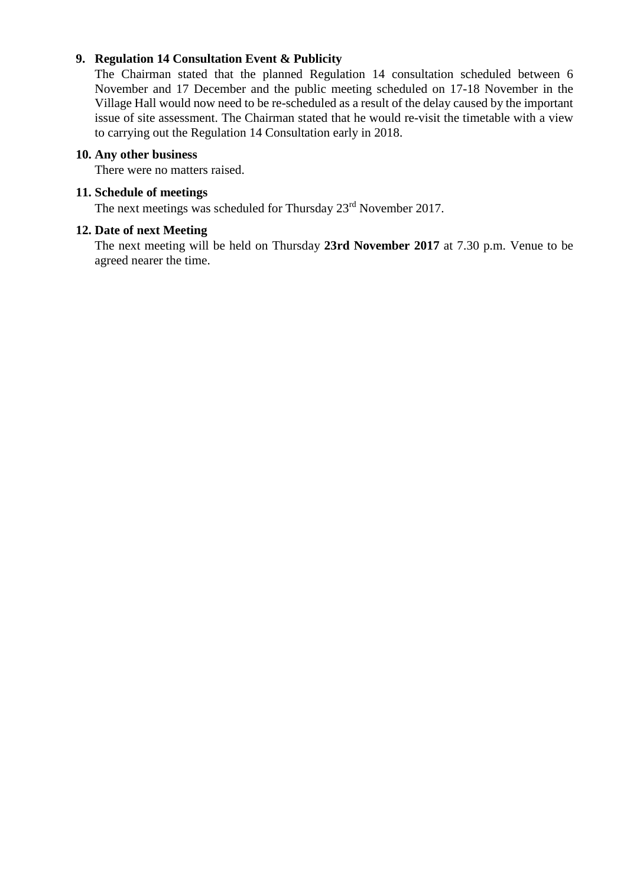**9. Regulation 14 Consultation Event & Publicity**

The Chairman stated that the planned Regulation 14 consultation scheduled between 6 November and 17 December and the public meeting scheduled on 17-18 November in the Village Hall would now need to be re-scheduled as a result of the delay caused by the important issue of site assessment. The Chairman stated that he would re-visit the timetable with a view to carrying out the Regulation 14 Consultation early in 2018.

**10. Any other business**

There were no matters raised.

**11. Schedule of meetings**

The next meetings was scheduled for Thursday 23rd November 2017.

**12. Date of next Meeting**

The next meeting will be held on Thursday **23rd November 2017** at 7.30 p.m. Venue to be agreed nearer the time.